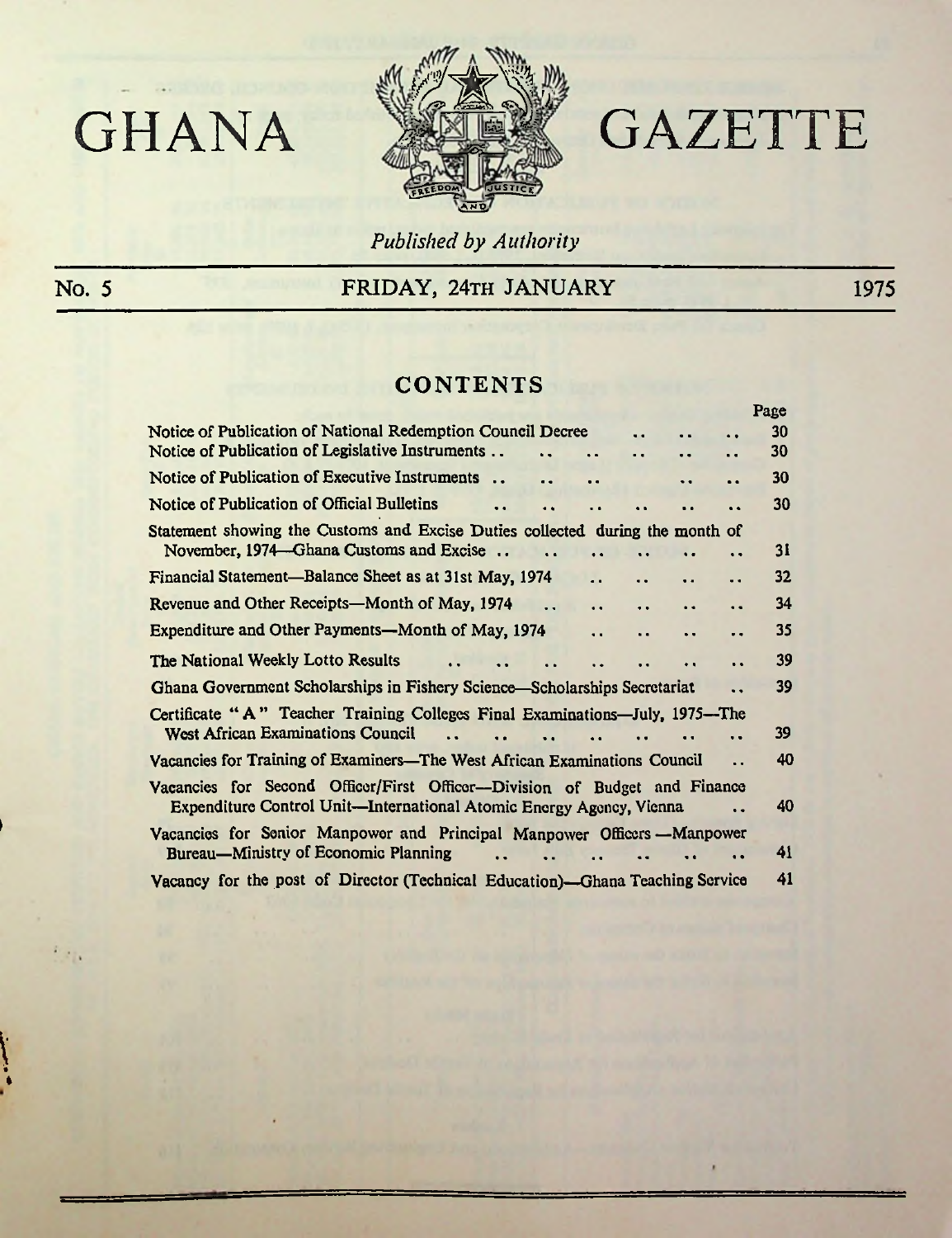# GHANA GAZETTE

*Published by Authority*

No. 5 — FRIDAY, 24TH JANUARY — 1975

## CONTENTS

| | Page |
|---|---|
| Notice of Publication of National Redemption Council Decree | 30 |
| Notice of Publication of Legislative Instruments | 30 |
| Notice of Publication of Executive Instruments | 30 |
| Notice of Publication of Official Bulletins | 30 |
| Statement showing the Customs and Excise Duties collected during the month of November, 1974—Ghana Customs and Excise | 31 |
| Financial Statement—Balance Sheet as at 31st May, 1974 | 32 |
| Revenue and Other Receipts—Month of May, 1974 | 34 |
| Expenditure and Other Payments—Month of May, 1974 | 35 |
| The National Weekly Lotto Results | 39 |
| Ghana Government Scholarships in Fishery Science—Scholarships Secretariat | 39 |
| Certificate "A" Teacher Training Colleges Final Examinations—July, 1975—The West African Examinations Council | 39 |
| Vacancies for Training of Examiners—The West African Examinations Council | 40 |
| Vacancies for Second Officer/First Officer—Division of Budget and Finance Expenditure Control Unit—International Atomic Energy Agency, Vienna | 40 |
| Vacancies for Senior Manpower and Principal Manpower Officers—Manpower Bureau—Ministry of Economic Planning | 41 |
| Vacancy for the post of Director (Technical Education)—Ghana Teaching Service | 41 |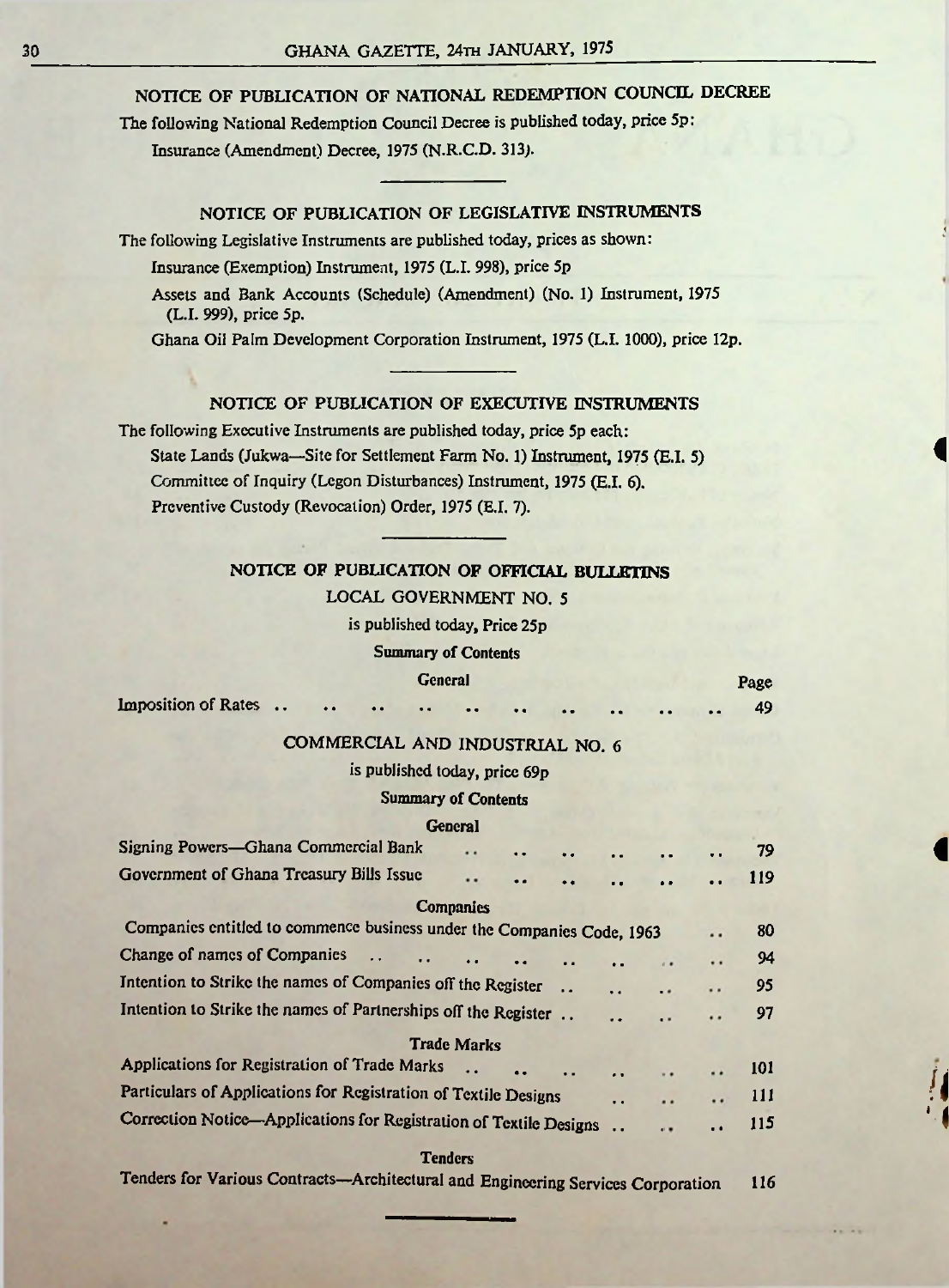## NOTICE OF PUBLICATION OF NATIONAL REDEMPTION COUNCIL DECREE

The following National Redemption Council Decree is published today, price 5p:

Insurance (Amendment) Decree, 1975 (N.R.C.D. 313).

## NOTICE OF PUBLICATION OF LEGISLATIVE INSTRUMENTS

The following Legislative Instruments are published today, prices as shown:

Insurance (Exemption) Instrument, 1975 (L.I. 998), price 5p

Assets and Bank Accounts (Schedule) (Amendment) (No. 1) Instrument, 1975 (L.I. 999), price 5p.

Ghana Oil Palm Development Corporation Instrument, 1975 (L.I. 1000), price 12p.

## NOTICE OF PUBLICATION OF EXECUTIVE INSTRUMENTS

The following Executive Instruments are published today, price 5p each:

State Lands (Jukwa—Site for Settlement Farm No. 1) Instrument, 1975 (E.I. 5)

Committee of Inquiry (Legon Disturbances) Instrument, 1975 (E.I. 6).

Preventive Custody (Revocation) Order, 1975 (E.I. 7).

## NOTICE OF PUBLICATION OF OFFICIAL BULLETINS

### LOCAL GOVERNMENT NO. 5

is published today, Price 25p

**Summary of Contents**

| General | Page |
|---|---|
| Imposition of Rates | 49 |

### COMMERCIAL AND INDUSTRIAL NO. 6

is published today, price 69p

**Summary of Contents**

| | Page |
|---|---|
| **General** | |
| Signing Powers—Ghana Commercial Bank | 79 |
| Government of Ghana Treasury Bills Issue | 119 |
| **Companies** | |
| Companies entitled to commence business under the Companies Code, 1963 | 80 |
| Change of names of Companies | 94 |
| Intention to Strike the names of Companies off the Register | 95 |
| Intention to Strike the names of Partnerships off the Register | 97 |
| **Trade Marks** | |
| Applications for Registration of Trade Marks | 101 |
| Particulars of Applications for Registration of Textile Designs | 111 |
| Correction Notice—Applications for Registration of Textile Designs | 115 |
| **Tenders** | |
| Tenders for Various Contracts—Architectural and Engineering Services Corporation | 116 |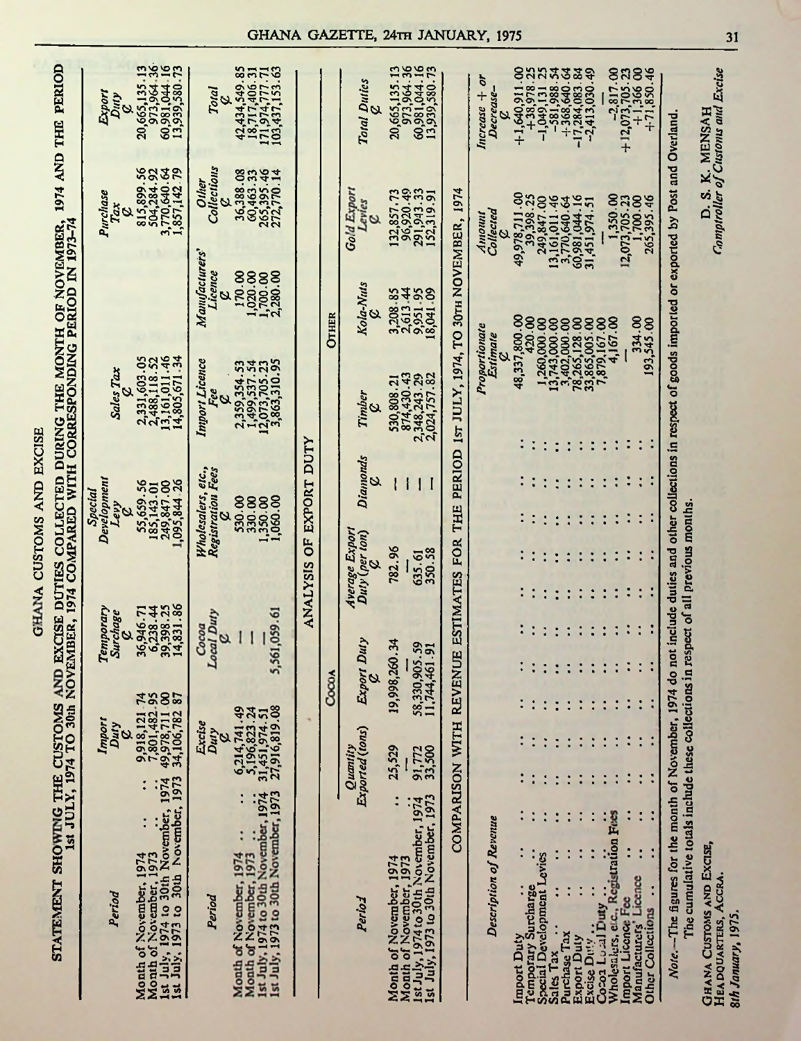# GHANA CUSTOMS AND EXCISE

## STATEMENT SHOWING THE CUSTOMS AND EXCISE DUTIES COLLECTED DURING THE MONTH OF NOVEMBER, 1974 AND THE PERIOD 1st JULY, 1974 TO 30th NOVEMBER, 1974 COMPARED WITH CORRESPONDING PERIOD IN 1973-74

| Period | Import Duty ₵ | Temporary Surcharge ₵ | Special Development Levy ₵ | Sales Tax ₵ | Purchase Tax ₵ | Export Duty ₵ |
|---|---|---|---|---|---|---|
| Month of November, 1974 .. .. | 9,918,121 74 | 36,946.71 | 55,659.56 | 2,331,603.05 | 815,899.56 | 20,665,135.13 |
| Month of November, 1973 .. .. | 7,801,482.95 | 6,238.44 | 185,143.01 | 2,488,118.52 | 504,284.92 | 973,964.36 |
| 1st July, 1974 to 30th November, 1974 | 49,978,711 00 | 39,398.25 | 249,847.00 | 13,161,011.46 | 3,770,640.64 | 60,981,044.16 |
| 1st July, 1973 to 30th November, 1973 | 34,106,782 87 | 14,831.86 | 1,095,844 26 | 14,805,671.34 | 1,857,142.79 | 13,939,580.73 |

| Period | Excise Duty ₵ | Cocoa Local Duty ₵ | Wholesalers, etc., Registration Fees ₵ | Import Licence Fee ₵ | Manufacturers' Licence ₵ | Other Collections ₵ | Total ₵ |
|---|---|---|---|---|---|---|---|
| Month of November, 1974 .. .. | 6,214,741.49 | — | 530.00 | 2,359,354.53 | 170.00 | 36,388.08 | 42,434,549.85 |
| Month of November, 1973 .. .. | 5,196,823.24 | — | 330.00 | 1,499,537.54 | 1,020.00 | 60,463.33 | 18,717,406.31 |
| 1st July, 1974 to 30th November, 1974 | 31,451,974.51 | — | 1,350.00 | 12,073,705.23 | 1,700.00 | 265,395.46 | 171,974,777.71 |
| 1st July, 1973 to 30th November, 1973 | 27,916,819.08 | 5,561,059.61 | 1,060.00 | 3,863,310.95 | 2,280.00 | 272,770.14 | 103,437,153.63 |

## ANALYSIS OF EXPORT DUTY

| Period | Cocoa | | | Other | | | | | |
|---|---|---|---|---|---|---|---|---|---|
| | Quantity Exported (tons) | Export Duty ₵ | Average Export Duty (per ton) ₵ | Diamonds ₵ | Timber ₵ | Kola-Nuts ₵ | Gold Export Levies ₵ | Total Duties ₵ |
| Month of November, 1974 .. | 25,529 | 19,998,260.34 | 782.96 | — | 530,808.21 | 3,208.85 | 132,857.73 | 20,665,135.13 |
| Month of November, 1973 | — | — | — | — | 874,430.43 | 2,613.44 | 96,920.49 | 973,964.36 |
| 1st July, 1974 to 30th November, 1974 | 91,772 | 58,330,905.59 | 635.61 | — | 2,348,243.29 | 9,951.95 | 291,943.33 | 60,981,044.16 |
| 1st July, 1973 to 30th November, 1973 | 33,500 | 11,744,461.91 | 350.58 | — | 2,024,757.82 | 18,041.09 | 152,319.91 | 13,939,580.73 |

## COMPARISON WITH REVENUE ESTIMATES FOR THE PERIOD 1st JULY, 1974, TO 30th NOVEMBER, 1974

| Description of Revenue | Proportionate Estimate ₵ | Amount Collected ₵ | Increase + or Decrease – ₵ |
|---|---|---|---|
| Import Duty .. .. .. | 48,337,800.00 | 49,978,711.00 | +1,640,911.00 |
| Temporary Surcharge .. .. | 420.00 | 39,398.25 | +38,978.25 |
| Special Development Levies .. | 1,260,000.00 | 249,847.00 | –1,049,131.25 |
| Sales Tax .. .. .. | 13,743,000.00 | 13,161,011.46 | –581,988.54 |
| Purchase Tax .. .. .. | 3,402,000.00 | 3,770,640.64 | +368,640.64 |
| Export Duty .. .. .. | 78,265,128.00 | 60,981,044.16 | –17,284,083.84 |
| Excise Duty .. .. .. | 33,865,005.00 | 31,451,974.51 | –2,413,030.49 |
| Cocoa Local Duty .. .. | 7,879,167.00 | — | — |
| Wholesalers, etc., Registration Fees | 4,167.00 | 1,350.00 | –2,817.00 |
| Import Licence Fee .. .. | — | 12,073,705.23 | +12,073,705.23 |
| Manufacturers' Licence .. .. | 334.00 | 1,700.00 | +1,366.00 |
| Other Collections .. .. | 193,545.00 | 265,395.46 | +71,850.46 |

*Note.*—The figures for the month of November, 1974 do not include duties and other collections in respect of goods imported or exported by Post and Overland. The cumulative totals include these collections in respect of all previous months.

GHANA CUSTOMS AND EXCISE,
HEADQUARTERS, ACCRA.
*8th January, 1975.*

D. S. K. MENSAH
*Comptroller of Customs and Excise*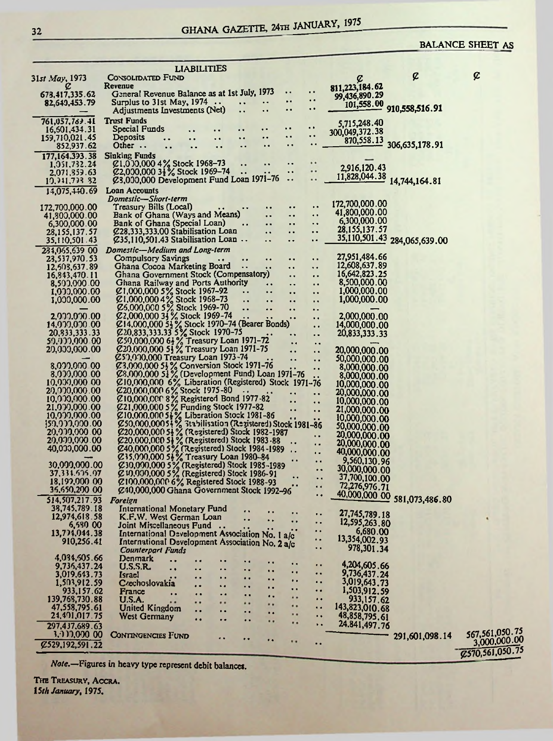BALANCE SHEET AS

| 31st May, 1973 | LIABILITIES | | | |
|---|---|---|---|---|
| ¢ | CONSOLIDATED FUND | ¢ | ¢ | ¢ |
| | Revenue | | | |
| 678,417,335.62 | General Revenue Balance as at 1st July, 1973 .. .. | 811,223,184.62 | | |
| 82,640,453.79 | Surplus to 31st May, 1974 .. .. .. .. .. | 99,436,890.29 | | |
| — | Adjustments Investments (Net) .. .. .. .. | 101,558.00 | 910,558,516.91 | |
| 761,057,789.41 | Trust Funds | | | |
| 16,601,434.31 | Special Funds .. .. .. .. .. .. .. | 5,715,248.40 | | |
| 159,710,021.45 | Deposits .. .. .. .. .. .. .. .. | 300,049,372.38 | | |
| 852,937.62 | Other .. .. .. .. .. .. .. .. .. | 870,558.13 | 306,635,178.91 | |
| 177,164,393.38 | Sinking Funds | | | |
| 1,051,732.24 | ¢1,000,000 4% Stock 1968–73 .. .. .. .. | — | | |
| 2,071,859.63 | ¢2,000,000 3½% Stock 1969–74 .. .. .. .. | 2,916,120.43 | | |
| 10,951,738.82 | ¢3,000,000 Development Fund Loan 1971–76 .. .. | 11,828,044.38 | 14,744,164.81 | |
| 14,075,440.69 | Loan Accounts | | | |
| | *Domestic—Short-term* | | | |
| 172,700,000.00 | Treasury Bills (Local) .. .. .. .. .. | 172,700,000.00 | | |
| 41,800,000.00 | Bank of Ghana (Ways and Means) .. .. .. | 41,800,000.00 | | |
| 6,300,000.00 | Bank of Ghana (Special Loan) .. .. .. .. | 6,300,000.00 | | |
| 28,155,137.57 | ¢28,333,333.00 Stabilisation Loan .. .. .. | 28,155,137.57 | | |
| 35,110,501.43 | ¢35,110,501.43 Stabilisation Loan .. .. .. | 35,110,501.43 | 284,065,639.00 | |
| 284,065,639.00 | *Domestic—Medium and Long-term* | | | |
| 23,537,970.53 | Compulsory Savings .. .. .. .. .. .. | 27,951,484.66 | | |
| 12,608,637.89 | Ghana Cocoa Marketing Board .. .. .. .. | 12,608,637.89 | | |
| 16,843,470.11 | Ghana Government Stock (Compensatory) .. .. | 16,642,823.25 | | |
| 8,500,000.00 | Ghana Railway and Ports Authority .. .. .. | 8,500,000.00 | | |
| 1,000,000.00 | ¢1,000,000 5% Stock 1967–92 .. .. .. .. | 1,000,000.00 | | |
| 1,000,000.00 | ¢1,000,000 4% Stock 1968–73 .. .. .. .. | 1,000,000.00 | | |
| — | ¢6,000,000 5% Stock 1969–70 .. .. .. .. | — | | |
| 2,000,000.00 | ¢2,000,000 3½% Stock 1969–74 .. .. .. .. | 2,000,000.00 | | |
| 14,000,000.00 | ¢14,000,000 5½% Stock 1970–74 (Bearer Bonds) .. | 14,000,000.00 | | |
| 20,833,333.33 | ¢20,833,333.33 5% Stock 1970–75 .. .. .. | 20,833,333.33 | | |
| 50,000,000.00 | ¢50,000,000 6½% Treasury Loan 1971–72 .. .. | — | | |
| 20,000,000.00 | ¢20,000,000 5½% Treasury Loan 1971–75 .. .. | 20,000,000.00 | | |
| — | ¢50,000,000 Treasury Loan 1973–74 .. .. .. | 50,000,000.00 | | |
| 8,000,000.00 | ¢8,000,000 5½% Conversion Stock 1971–76 .. .. | 8,000,000.00 | | |
| 8,000,000.00 | ¢8,000,000 5½% (Development Fund) Loan 1971–76 .. | 8,000,000.00 | | |
| 10,000,000.00 | ¢10,000,000 6% Liberation (Registered) Stock 1971–76 | 10,000,000.00 | | |
| 20,000,000.00 | ¢20,000,000 6% Stock 1975–80 .. .. .. .. | 20,000,000.00 | | |
| 10,000,000.00 | ¢10,000,000 8% Registered Bond 1977–82 .. .. | 10,000,000.00 | | |
| 21,000,000.00 | ¢21,000,000 5% Funding Stock 1977–82 .. .. | 21,000,000.00 | | |
| 10,000,000.00 | ¢10,000,000 5½% Liberation Stock 1981–86 .. .. | 10,000,000.00 | | |
| 50,000,000.00 | ¢50,000,000 5½% Stabilisation (Registered) Stock 1981–86 | 50,000,000.00 | | |
| 20,000,000.00 | ¢20,000,000 5½% (Registered) Stock 1982–1987 .. | 20,000,000.00 | | |
| 20,000,000.00 | ¢20,000,000 5½% (Registered) Stock 1983–88 .. | 20,000,000.00 | | |
| 40,000,000.00 | ¢40,000,000 5% (Registered) Stock 1984–1989 .. | 40,000,000.00 | | |
| — | ¢35,000,000 5½% Treasury Loan 1980–84 .. .. | 9,560,130.96 | | |
| 30,000,000.00 | ¢30,000,000 5% (Registered) Stock 1985–1989 .. | 30,000,000.00 | | |
| 37,331,605.07 | ¢40,000,000 5% (Registered) Stock 1986–91 .. | 37,700,100.00 | | |
| 18,192,000.00 | ¢100,000,000 6% Registered Stock 1988–93 .. | 72,276,976.71 | | |
| 36,650,200.00 | ¢40,000,000 Ghana Government Stock 1992–96 .. | 40,000,000.00 | 581,073,486.80 | |
| 514,507,217.93 | *Foreign* | | | |
| 38,745,789.18 | International Monetary Fund .. .. .. .. | 27,745,789.18 | | |
| 12,974,618.58 | K.F.W. West German Loan .. .. .. .. | 12,595,263.80 | | |
| 6,680.00 | Joint Miscellaneous Fund .. .. .. .. | 6,680.00 | | |
| 13,734,044.38 | International Development Association No. 1 a/c .. | 13,354,002.93 | | |
| 910,256.41 | International Development Association No. 2 a/c .. | 978,301.34 | | |
| | *Counterpart Funds* | | | |
| 4,034,605.66 | Denmark .. .. .. .. .. .. .. .. | 4,204,605.66 | | |
| 9,736,437.24 | U.S.S.R. .. .. .. .. .. .. .. .. | 9,736,437.24 | | |
| 3,019,643.73 | Israel .. .. .. .. .. .. .. .. | 3,019,643.73 | | |
| 1,503,912.59 | Czechoslovakia .. .. .. .. .. .. .. | 1,503,912.59 | | |
| 933,157.62 | France .. .. .. .. .. .. .. .. | 933,157.62 | | |
| 139,768,730.88 | U.S.A. .. .. .. .. .. .. .. .. | 143,823,010.68 | | |
| 47,558,795.61 | United Kingdom .. .. .. .. .. .. .. | 48,858,795.61 | | |
| 24,401,017.75 | West Germany .. .. .. .. .. .. .. | 24,841,497.76 | 291,601,098.14 | 567,561,050.75 |
| 297,437,689.63 | | | | |
| 3,000,000.00 | CONTINGENCIES FUND .. .. .. .. .. .. | | | 3,000,000.00 |
| ¢529,192,591.22 | | | | ¢570,561,050.75 |

*Note*.—Figures in heavy type represent debit balances.

THE TREASURY, ACCRA.
*15th January, 1975.*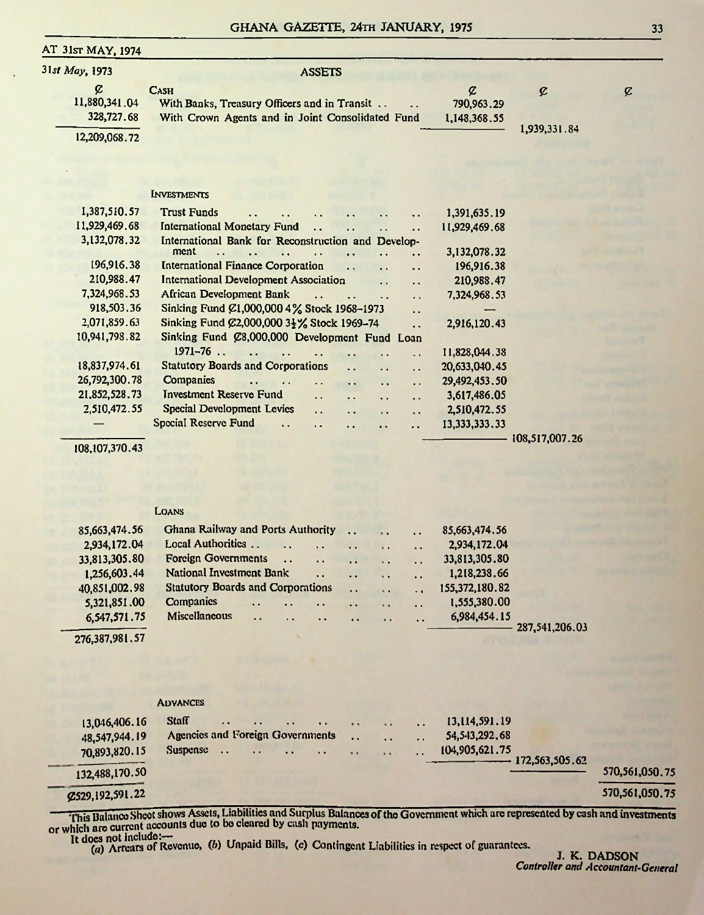AT 31ST MAY, 1974

## ASSETS

| 31st May, 1973 | | ¢ | ¢ | ¢ |
|---|---|---|---|---|
| ¢ | **CASH** | | | |
| 11,880,341.04 | With Banks, Treasury Officers and in Transit .. .. | 790,963.29 | | |
| 328,727.68 | With Crown Agents and in Joint Consolidated Fund | 1,148,368.55 | | |
| 12,209,068.72 | | | 1,939,331.84 | |
| | **INVESTMENTS** | | | |
| 1,387,510.57 | Trust Funds .. .. .. .. .. .. | 1,391,635.19 | | |
| 11,929,469.68 | International Monetary Fund .. .. .. .. | 11,929,469.68 | | |
| 3,132,078.32 | International Bank for Reconstruction and Development .. .. .. .. .. .. | 3,132,078.32 | | |
| 196,916.38 | International Finance Corporation .. .. .. | 196,916.38 | | |
| 210,988.47 | International Development Association .. .. | 210,988.47 | | |
| 7,324,968.53 | African Development Bank .. .. .. .. | 7,324,968.53 | | |
| 918,503.36 | Sinking Fund ¢1,000,000 4% Stock 1968–1973 .. | — | | |
| 2,071,859.63 | Sinking Fund ¢2,000,000 3½% Stock 1969–74 .. | 2,916,120.43 | | |
| 10,941,798.82 | Sinking Fund ¢8,000,000 Development Fund Loan 1971–76 .. .. .. .. .. .. | 11,828,044.38 | | |
| 18,837,974.61 | Statutory Boards and Corporations .. .. .. | 20,633,040.45 | | |
| 26,792,300.78 | Companies .. .. .. .. .. .. | 29,492,453.50 | | |
| 21,852,528.73 | Investment Reserve Fund .. .. .. .. | 3,617,486.05 | | |
| 2,510,472.55 | Special Development Levies .. .. .. .. | 2,510,472.55 | | |
| — | Special Reserve Fund .. .. .. .. .. | 13,333,333.33 | | |
| 108,107,370.43 | | | 108,517,007.26 | |
| | **LOANS** | | | |
| 85,663,474.56 | Ghana Railway and Ports Authority .. .. .. | 85,663,474.56 | | |
| 2,934,172.04 | Local Authorities .. .. .. .. .. .. | 2,934,172.04 | | |
| 33,813,305.80 | Foreign Governments .. .. .. .. .. | 33,813,305.80 | | |
| 1,256,603.44 | National Investment Bank .. .. .. .. | 1,218,238.66 | | |
| 40,851,002.98 | Statutory Boards and Corporations .. .. .. | 155,372,180.82 | | |
| 5,321,851.00 | Companies .. .. .. .. .. .. | 1,555,380.00 | | |
| 6,547,571.75 | Miscellaneous .. .. .. .. .. .. | 6,984,454.15 | | |
| 276,387,981.57 | | | 287,541,206.03 | |
| | **ADVANCES** | | | |
| 13,046,406.16 | Staff .. .. .. .. .. .. .. | 13,114,591.19 | | |
| 48,547,944.19 | Agencies and Foreign Governments .. .. .. | 54,543,292.68 | | |
| 70,893,820.15 | Suspense .. .. .. .. .. .. .. | 104,905,621.75 | | |
| 132,488,170.50 | | | 172,563,505.62 | 570,561,050.75 |
| ¢529,192,591.22 | | | | 570,561,050.75 |

This Balance Sheet shows Assets, Liabilities and Surplus Balances of the Government which are represented by cash and investments or which are current accounts due to be cleared by cash payments.

It does not include:—

(a) Arrears of Revenue, (b) Unpaid Bills, (c) Contingent Liabilities in respect of guarantees.

J. K. DADSON
*Controller and Accountant-General*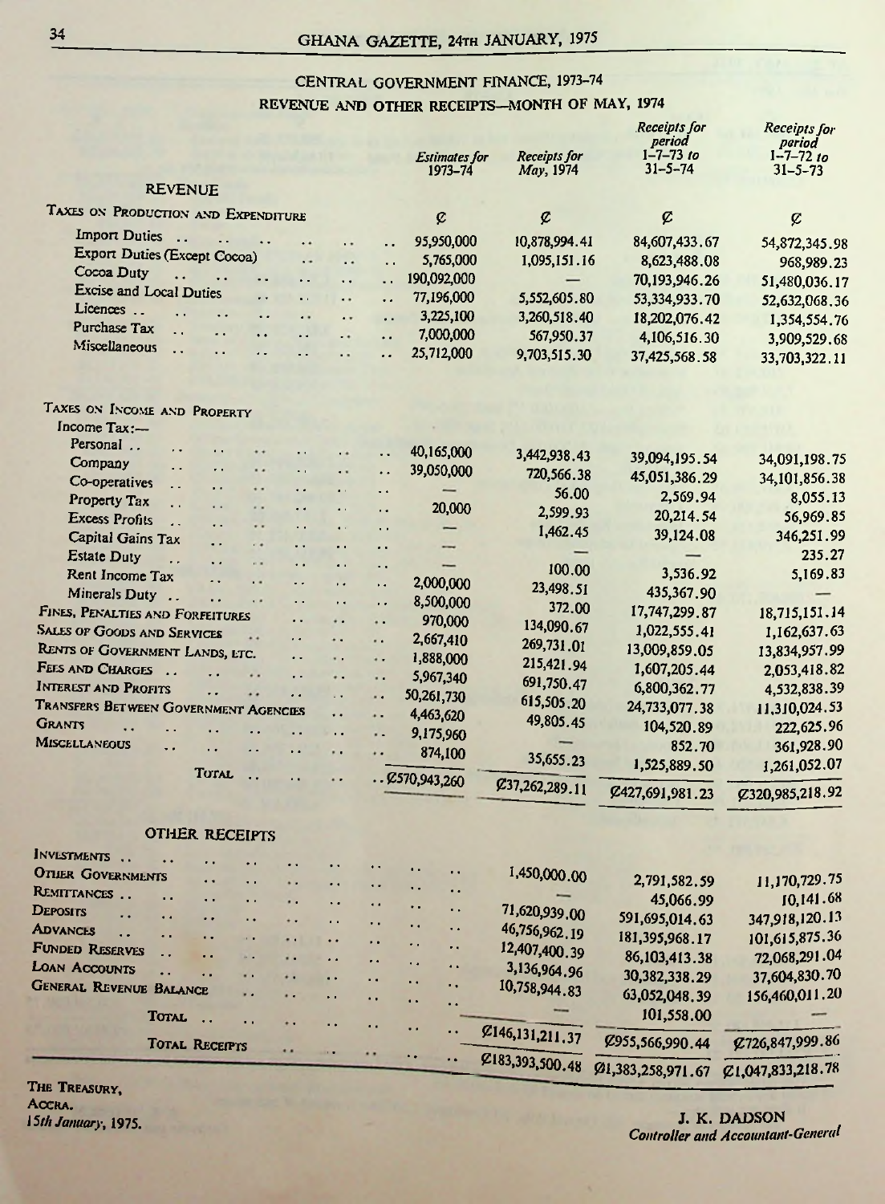## CENTRAL GOVERNMENT FINANCE, 1973–74

### REVENUE AND OTHER RECEIPTS—MONTH OF MAY, 1974

| | *Estimates for 1973–74* | *Receipts for May, 1974* | *Receipts for period 1–7–73 to 31–5–74* | *Receipts for period 1–7–72 to 31–5–73* |
|---|---|---|---|---|
| **REVENUE** | | | | |
| TAXES ON PRODUCTION AND EXPENDITURE | ¢ | ¢ | ¢ | ¢ |
| Import Duties | 95,950,000 | 10,878,994.41 | 84,607,433.67 | 54,872,345.98 |
| Export Duties (Except Cocoa) | 5,765,000 | 1,095,151.16 | 8,623,488.08 | 968,989.23 |
| Cocoa Duty | 190,092,000 | — | 70,193,946.26 | 51,480,036.17 |
| Excise and Local Duties | 77,196,000 | 5,552,605.80 | 53,334,933.70 | 52,632,068.36 |
| Licences | 3,225,100 | 3,260,518.40 | 18,202,076.42 | 1,354,554.76 |
| Purchase Tax | 7,000,000 | 567,950.37 | 4,106,516.30 | 3,909,529.68 |
| Miscellaneous | 25,712,000 | 9,703,515.30 | 37,425,568.58 | 33,703,322.11 |
| TAXES ON INCOME AND PROPERTY | | | | |
| Income Tax:— | | | | |
| Personal | 40,165,000 | 3,442,938.43 | 39,094,195.54 | 34,091,198.75 |
| Company | 39,050,000 | 720,566.38 | 45,051,386.29 | 34,101,856.38 |
| Co-operatives | — | 56.00 | 2,569.94 | 8,055.13 |
| Property Tax | 20,000 | 2,599.93 | 20,214.54 | 56,969.85 |
| Excess Profits | — | 1,462.45 | 39,124.08 | 346,251.99 |
| Capital Gains Tax | — | — | — | 235.27 |
| Estate Duty | — | 100.00 | 3,536.92 | 5,169.83 |
| Rent Income Tax | 2,000,000 | 23,498.51 | 435,367.90 | — |
| Minerals Duty | 8,500,000 | 372.00 | 17,747,299.87 | 18,715,151.14 |
| FINES, PENALTIES AND FORFEITURES | 970,000 | 134,090.67 | 1,022,555.41 | 1,162,637.63 |
| SALES OF GOODS AND SERVICES | 2,667,410 | 269,731.01 | 13,009,859.05 | 13,834,957.99 |
| RENTS OF GOVERNMENT LANDS, ETC. | 1,888,000 | 215,421.94 | 1,607,205.44 | 2,053,418.82 |
| FEES AND CHARGES | 5,967,340 | 691,750.47 | 6,800,362.77 | 4,532,838.39 |
| INTEREST AND PROFITS | 50,261,730 | 615,505.20 | 24,733,077.38 | 11,310,024.53 |
| TRANSFERS BETWEEN GOVERNMENT AGENCIES | 4,463,620 | 49,805.45 | 104,520.89 | 222,625.96 |
| GRANTS | 9,175,960 | — | 852.70 | 361,928.90 |
| MISCELLANEOUS | 874,100 | 35,655.23 | 1,525,889.50 | 1,261,052.07 |
| TOTAL | ¢570,943,260 | ¢37,262,289.11 | ¢427,691,981.23 | ¢320,985,218.92 |
| **OTHER RECEIPTS** | | | | |
| INVESTMENTS | | 1,450,000.00 | 2,791,582.59 | 11,170,729.75 |
| OTHER GOVERNMENTS | | — | 45,066.99 | 10,141.68 |
| REMITTANCES | | 71,620,939.00 | 591,695,014.63 | 347,918,120.13 |
| DEPOSITS | | 46,756,962.19 | 181,395,968.17 | 101,615,875.36 |
| ADVANCES | | 12,407,400.39 | 86,103,413.38 | 72,068,291.04 |
| FUNDED RESERVES | | 3,136,964.96 | 30,382,338.29 | 37,604,830.70 |
| LOAN ACCOUNTS | | 10,758,944.83 | 63,052,048.39 | 156,460,011.20 |
| GENERAL REVENUE BALANCE | | — | 101,558.00 | — |
| TOTAL | | ¢146,131,211.37 | ¢955,566,990.44 | ¢726,847,999.86 |
| TOTAL RECEIPTS | | ¢183,393,500.48 | ¢1,383,258,971.67 | ¢1,047,833,218.78 |

THE TREASURY,
ACCRA.
*15th January*, 1975.

J. K. DADSON
*Controller and Accountant-General*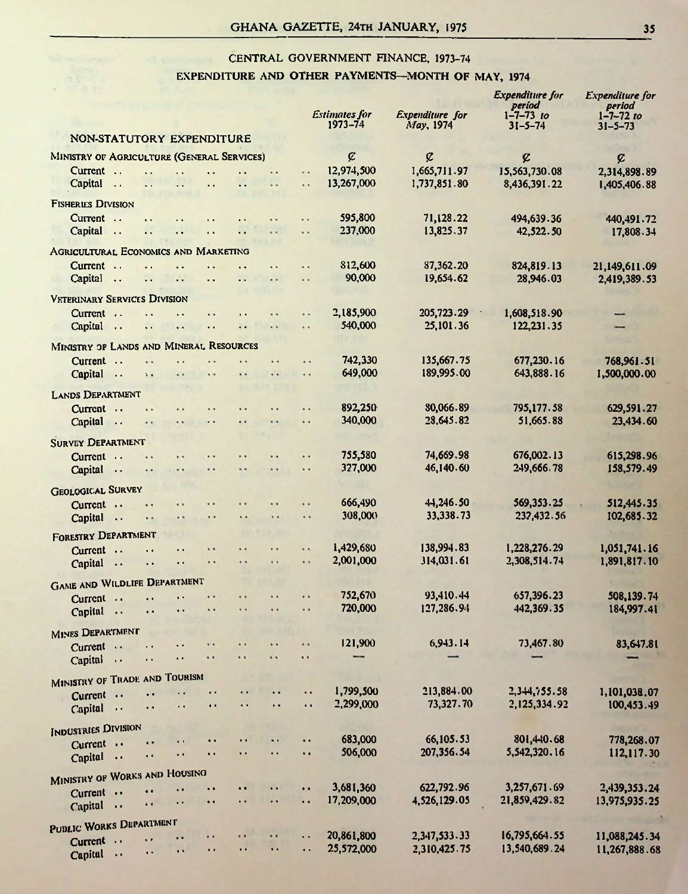## CENTRAL GOVERNMENT FINANCE, 1973–74

### EXPENDITURE AND OTHER PAYMENTS—MONTH OF MAY, 1974

| NON-STATUTORY EXPENDITURE | *Estimates for 1973–74* | *Expenditure for May, 1974* | *Expenditure for period 1–7–73 to 31–5–74* | *Expenditure for period 1–7–72 to 31–5–73* |
|---|---|---|---|---|
| | ¢ | ¢ | ¢ | ¢ |
| **MINISTRY OF AGRICULTURE (GENERAL SERVICES)** | | | | |
| Current | 12,974,500 | 1,665,711.97 | 15,563,730.08 | 2,314,898.89 |
| Capital | 13,267,000 | 1,737,851.80 | 8,436,391.22 | 1,405,406.88 |
| **FISHERIES DIVISION** | | | | |
| Current | 595,800 | 71,128.22 | 494,639.36 | 440,491.72 |
| Capital | 237,000 | 13,825.37 | 42,522.50 | 17,808.34 |
| **AGRICULTURAL ECONOMICS AND MARKETING** | | | | |
| Current | 812,600 | 87,362.20 | 824,819.13 | 21,149,611.09 |
| Capital | 90,000 | 19,654.62 | 28,946.03 | 2,419,389.53 |
| **VETERINARY SERVICES DIVISION** | | | | |
| Current | 2,185,900 | 205,723.29 | 1,608,518.90 | — |
| Capital | 540,000 | 25,101.36 | 122,231.35 | — |
| **MINISTRY OF LANDS AND MINERAL RESOURCES** | | | | |
| Current | 742,330 | 135,667.75 | 677,230.16 | 768,961.51 |
| Capital | 649,000 | 189,995.00 | 643,888.16 | 1,500,000.00 |
| **LANDS DEPARTMENT** | | | | |
| Current | 892,250 | 80,066.89 | 795,177.58 | 629,591.27 |
| Capital | 340,000 | 28,645.82 | 51,665.88 | 23,434.60 |
| **SURVEY DEPARTMENT** | | | | |
| Current | 755,580 | 74,669.98 | 676,002.13 | 615,298.96 |
| Capital | 327,000 | 46,140.60 | 249,666.78 | 158,579.49 |
| **GEOLOGICAL SURVEY** | | | | |
| Current | 666,490 | 44,246.50 | 569,353.25 | 512,445.35 |
| Capital | 308,000 | 33,338.73 | 237,432.56 | 102,685.32 |
| **FORESTRY DEPARTMENT** | | | | |
| Current | 1,429,680 | 138,994.83 | 1,228,276.29 | 1,051,741.16 |
| Capital | 2,001,000 | 314,031.61 | 2,308,514.74 | 1,891,817.10 |
| **GAME AND WILDLIFE DEPARTMENT** | | | | |
| Current | 752,670 | 93,410.44 | 657,396.23 | 508,139.74 |
| Capital | 720,000 | 127,286.94 | 442,369.35 | 184,997.41 |
| **MINES DEPARTMENT** | | | | |
| Current | 121,900 | 6,943.14 | 73,467.80 | 83,647.81 |
| Capital | — | — | — | — |
| **MINISTRY OF TRADE AND TOURISM** | | | | |
| Current | 1,799,500 | 213,884.00 | 2,344,755.58 | 1,101,038.07 |
| Capital | 2,299,000 | 73,327.70 | 2,125,334.92 | 100,453.49 |
| **INDUSTRIES DIVISION** | | | | |
| Current | 683,000 | 66,105.53 | 801,440.68 | 778,268.07 |
| Capital | 506,000 | 207,356.54 | 5,542,320.16 | 112,117.30 |
| **MINISTRY OF WORKS AND HOUSING** | | | | |
| Current | 3,681,360 | 622,792.96 | 3,257,671.69 | 2,439,353.24 |
| Capital | 17,209,000 | 4,526,129.05 | 21,859,429.82 | 13,975,935.25 |
| **PUBLIC WORKS DEPARTMENT** | | | | |
| Current | 20,861,800 | 2,347,533.33 | 16,795,664.55 | 11,088,245.34 |
| Capital | 25,572,000 | 2,310,425.75 | 13,540,689.24 | 11,267,888.68 |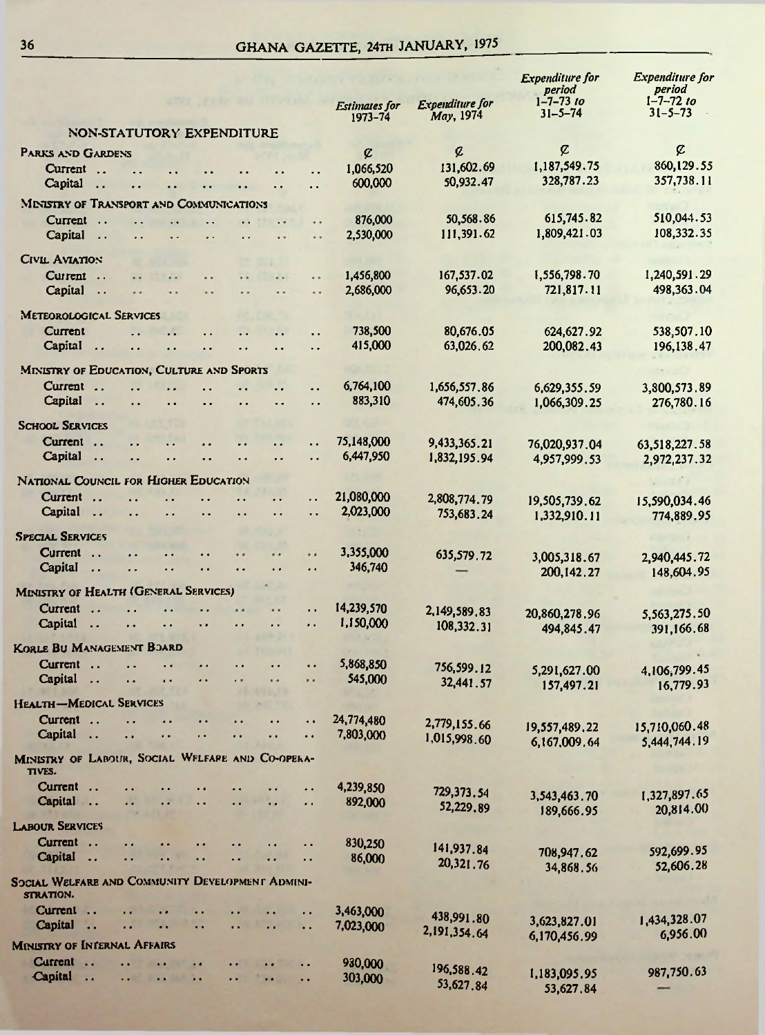| NON-STATUTORY EXPENDITURE | Estimates for 1973–74 | Expenditure for May, 1974 | Expenditure for period 1–7–73 to 31–5–74 | Expenditure for period 1–7–72 to 31–5–73 |
|---|---|---|---|---|
| | ¢ | ¢ | ¢ | ¢ |
| **PARKS AND GARDENS** | | | | |
| Current .. .. .. .. .. .. .. .. | 1,066,520 | 131,602.69 | 1,187,549.75 | 860,129.55 |
| Capital .. .. .. .. .. .. .. .. | 600,000 | 50,932.47 | 328,787.23 | 357,738.11 |
| **MINISTRY OF TRANSPORT AND COMMUNICATIONS** | | | | |
| Current .. .. .. .. .. .. .. .. | 876,000 | 50,568.86 | 615,745.82 | 510,044.53 |
| Capital .. .. .. .. .. .. .. .. | 2,530,000 | 111,391.62 | 1,809,421.03 | 108,332.35 |
| **CIVIL AVIATION** | | | | |
| Current .. .. .. .. .. .. .. .. | 1,456,800 | 167,537.02 | 1,556,798.70 | 1,240,591.29 |
| Capital .. .. .. .. .. .. .. .. | 2,686,000 | 96,653.20 | 721,817.11 | 498,363.04 |
| **METEOROLOGICAL SERVICES** | | | | |
| Current .. .. .. .. .. .. .. .. | 738,500 | 80,676.05 | 624,627.92 | 538,507.10 |
| Capital .. .. .. .. .. .. .. .. | 415,000 | 63,026.62 | 200,082.43 | 196,138.47 |
| **MINISTRY OF EDUCATION, CULTURE AND SPORTS** | | | | |
| Current .. .. .. .. .. .. .. .. | 6,764,100 | 1,656,557.86 | 6,629,355.59 | 3,800,573.89 |
| Capital .. .. .. .. .. .. .. .. | 883,310 | 474,605.36 | 1,066,309.25 | 276,780.16 |
| **SCHOOL SERVICES** | | | | |
| Current .. .. .. .. .. .. .. .. | 75,148,000 | 9,433,365.21 | 76,020,937.04 | 63,518,227.58 |
| Capital .. .. .. .. .. .. .. .. | 6,447,950 | 1,832,195.94 | 4,957,999.53 | 2,972,237.32 |
| **NATIONAL COUNCIL FOR HIGHER EDUCATION** | | | | |
| Current .. .. .. .. .. .. .. .. | 21,080,000 | 2,808,774.79 | 19,505,739.62 | 15,590,034.46 |
| Capital .. .. .. .. .. .. .. .. | 2,023,000 | 753,683.24 | 1,332,910.11 | 774,889.95 |
| **SPECIAL SERVICES** | | | | |
| Current .. .. .. .. .. .. .. .. | 3,355,000 | 635,579.72 | 3,005,318.67 | 2,940,445.72 |
| Capital .. .. .. .. .. .. .. .. | 346,740 | — | 200,142.27 | 148,604.95 |
| **MINISTRY OF HEALTH (GENERAL SERVICES)** | | | | |
| Current .. .. .. .. .. .. .. .. | 14,239,570 | 2,149,589.83 | 20,860,278.96 | 5,563,275.50 |
| Capital .. .. .. .. .. .. .. .. | 1,150,000 | 108,332.31 | 494,845.47 | 391,166.68 |
| **KORLE BU MANAGEMENT BOARD** | | | | |
| Current .. .. .. .. .. .. .. .. | 5,868,850 | 756,599.12 | 5,291,627.00 | 4,106,799.45 |
| Capital .. .. .. .. .. .. .. .. | 545,000 | 32,441.57 | 157,497.21 | 16,779.93 |
| **HEALTH—MEDICAL SERVICES** | | | | |
| Current .. .. .. .. .. .. .. .. | 24,774,480 | 2,779,155.66 | 19,557,489.22 | 15,710,060.48 |
| Capital .. .. .. .. .. .. .. .. | 7,803,000 | 1,015,998.60 | 6,167,009.64 | 5,444,744.19 |
| **MINISTRY OF LABOUR, SOCIAL WELFARE AND CO-OPERATIVES.** | | | | |
| Current .. .. .. .. .. .. .. .. | 4,239,850 | 729,373.54 | 3,543,463.70 | 1,327,897.65 |
| Capital .. .. .. .. .. .. .. .. | 892,000 | 52,229.89 | 189,666.95 | 20,814.00 |
| **LABOUR SERVICES** | | | | |
| Current .. .. .. .. .. .. .. .. | 830,250 | 141,937.84 | 708,947.62 | 592,699.95 |
| Capital .. .. .. .. .. .. .. .. | 86,000 | 20,321.76 | 34,868.56 | 52,606.28 |
| **SOCIAL WELFARE AND COMMUNITY DEVELOPMENT ADMINISTRATION.** | | | | |
| Current .. .. .. .. .. .. .. .. | 3,463,000 | 438,991.80 | 3,623,827.01 | 1,434,328.07 |
| Capital .. .. .. .. .. .. .. .. | 7,023,000 | 2,191,354.64 | 6,170,456.99 | 6,956.00 |
| **MINISTRY OF INTERNAL AFFAIRS** | | | | |
| Current .. .. .. .. .. .. .. .. | 930,000 | 196,588.42 | 1,183,095.95 | 987,750.63 |
| Capital .. .. .. .. .. .. .. .. | 303,000 | 53,627.84 | 53,627.84 | — |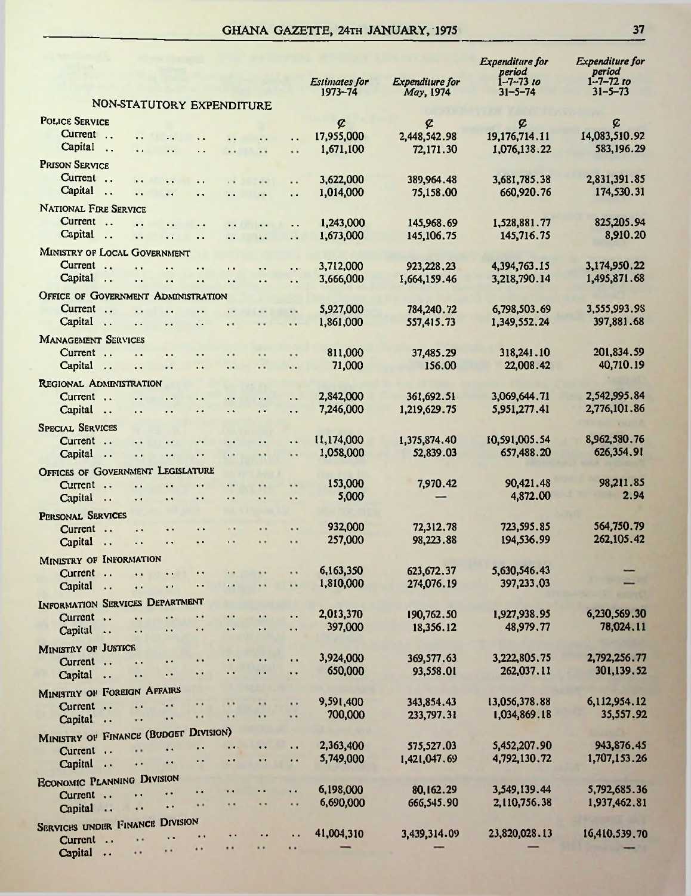| NON-STATUTORY EXPENDITURE | *Estimates for 1973–74* | *Expenditure for May, 1974* | *Expenditure for period 1–7–73 to 31–5–74* | *Expenditure for period 1–7–72 to 31–5–73* |
|---|---|---|---|---|
| | ₵ | ₵ | ₵ | ₵ |
| **POLICE SERVICE** | | | | |
| Current .. | 17,955,000 | 2,448,542.98 | 19,176,714.11 | 14,083,510.92 |
| Capital .. | 1,671,100 | 72,171.30 | 1,076,138.22 | 583,196.29 |
| **PRISON SERVICE** | | | | |
| Current .. | 3,622,000 | 389,964.48 | 3,681,785.38 | 2,831,391.85 |
| Capital .. | 1,014,000 | 75,158.00 | 660,920.76 | 174,530.31 |
| **NATIONAL FIRE SERVICE** | | | | |
| Current .. | 1,243,000 | 145,968.69 | 1,528,881.77 | 825,205.94 |
| Capital .. | 1,673,000 | 145,106.75 | 145,716.75 | 8,910.20 |
| **MINISTRY OF LOCAL GOVERNMENT** | | | | |
| Current .. | 3,712,000 | 923,228.23 | 4,394,763.15 | 3,174,950.22 |
| Capital .. | 3,666,000 | 1,664,159.46 | 3,218,790.14 | 1,495,871.68 |
| **OFFICE OF GOVERNMENT ADMINISTRATION** | | | | |
| Current .. | 5,927,000 | 784,240.72 | 6,798,503.69 | 3,555,993.98 |
| Capital .. | 1,861,000 | 557,415.73 | 1,349,552.24 | 397,881.68 |
| **MANAGEMENT SERVICES** | | | | |
| Current .. | 811,000 | 37,485.29 | 318,241.10 | 201,834.59 |
| Capital .. | 71,000 | 156.00 | 22,008.42 | 40,710.19 |
| **REGIONAL ADMINISTRATION** | | | | |
| Current .. | 2,842,000 | 361,692.51 | 3,069,644.71 | 2,542,995.84 |
| Capital .. | 7,246,000 | 1,219,629.75 | 5,951,277.41 | 2,776,101.86 |
| **SPECIAL SERVICES** | | | | |
| Current .. | 11,174,000 | 1,375,874.40 | 10,591,005.54 | 8,962,580.76 |
| Capital .. | 1,058,000 | 52,839.03 | 657,488.20 | 626,354.91 |
| **OFFICES OF GOVERNMENT LEGISLATURE** | | | | |
| Current .. | 153,000 | 7,970.42 | 90,421.48 | 98,211.85 |
| Capital .. | 5,000 | — | 4,872.00 | 2.94 |
| **PERSONAL SERVICES** | | | | |
| Current .. | 932,000 | 72,312.78 | 723,595.85 | 564,750.79 |
| Capital .. | 257,000 | 98,223.88 | 194,536.99 | 262,105.42 |
| **MINISTRY OF INFORMATION** | | | | |
| Current .. | 6,163,350 | 623,672.37 | 5,630,546.43 | — |
| Capital .. | 1,810,000 | 274,076.19 | 397,233.03 | — |
| **INFORMATION SERVICES DEPARTMENT** | | | | |
| Current .. | 2,013,370 | 190,762.50 | 1,927,938.95 | 6,230,569.30 |
| Capital .. | 397,000 | 18,356.12 | 48,979.77 | 78,024.11 |
| **MINISTRY OF JUSTICE** | | | | |
| Current .. | 3,924,000 | 369,577.63 | 3,222,805.75 | 2,792,256.77 |
| Capital .. | 650,000 | 93,558.01 | 262,037.11 | 301,139.52 |
| **MINISTRY OF FOREIGN AFFAIRS** | | | | |
| Current .. | 9,591,400 | 343,854.43 | 13,056,378.88 | 6,112,954.12 |
| Capital .. | 700,000 | 233,797.31 | 1,034,869.18 | 35,557.92 |
| **MINISTRY OF FINANCE (BUDGET DIVISION)** | | | | |
| Current .. | 2,363,400 | 575,527.03 | 5,452,207.90 | 943,876.45 |
| Capital .. | 5,749,000 | 1,421,047.69 | 4,792,130.72 | 1,707,153.26 |
| **ECONOMIC PLANNING DIVISION** | | | | |
| Current .. | 6,198,000 | 80,162.29 | 3,549,139.44 | 5,792,685.36 |
| Capital .. | 6,690,000 | 666,545.90 | 2,110,756.38 | 1,937,462.81 |
| **SERVICES UNDER FINANCE DIVISION** | | | | |
| Current .. | 41,004,310 | 3,439,314.09 | 23,820,028.13 | 16,410,539.70 |
| Capital .. | — | — | — | — |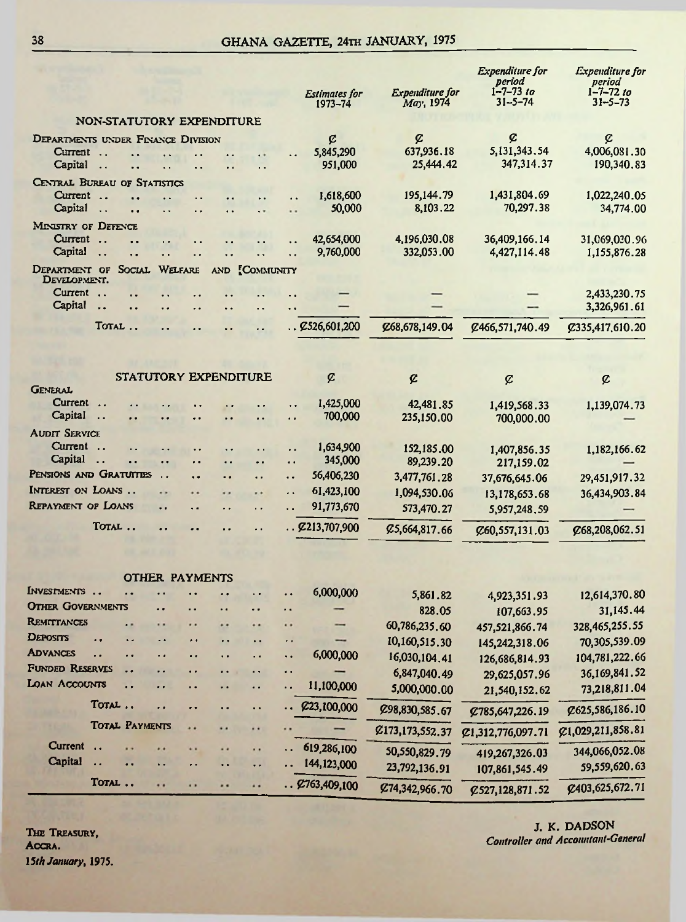| | Estimates for 1973–74 | Expenditure for May, 1974 | Expenditure for period 1–7–73 to 31–5–74 | Expenditure for period 1–7–72 to 31–5–73 |
|---|---|---|---|---|
| **NON-STATUTORY EXPENDITURE** | | | | |
| Departments under Finance Division | ₵ | ₵ | ₵ | ₵ |
| Current | 5,845,290 | 637,936.18 | 5,131,343.54 | 4,006,081.30 |
| Capital | 951,000 | 25,444.42 | 347,314.37 | 190,340.83 |
| Central Bureau of Statistics | | | | |
| Current | 1,618,600 | 195,144.79 | 1,431,804.69 | 1,022,240.05 |
| Capital | 50,000 | 8,103.22 | 70,297.38 | 34,774.00 |
| Ministry of Defence | | | | |
| Current | 42,654,000 | 4,196,030.08 | 36,409,166.14 | 31,069,030.96 |
| Capital | 9,760,000 | 332,053.00 | 4,427,114.48 | 1,155,876.28 |
| Department of Social Welfare and Community Development. | | | | |
| Current | — | — | — | 2,433,230.75 |
| Capital | — | — | — | 3,326,961.61 |
| Total | ₵526,601,200 | ₵68,678,149.04 | ₵466,571,740.49 | ₵335,417,610.20 |
| **STATUTORY EXPENDITURE** | ₵ | ₵ | ₵ | ₵ |
| General | | | | |
| Current | 1,425,000 | 42,481.85 | 1,419,568.33 | 1,139,074.73 |
| Capital | 700,000 | 235,150.00 | 700,000.00 | — |
| Audit Service | | | | |
| Current | 1,634,900 | 152,185.00 | 1,407,856.35 | 1,182,166.62 |
| Capital | 345,000 | 89,239.20 | 217,159.02 | — |
| Pensions and Gratuities | 56,406,230 | 3,477,761.28 | 37,676,645.06 | 29,451,917.32 |
| Interest on Loans | 61,423,100 | 1,094,530.06 | 13,178,653.68 | 36,434,903.84 |
| Repayment of Loans | 91,773,670 | 573,470.27 | 5,957,248.59 | — |
| Total | ₵213,707,900 | ₵5,664,817.66 | ₵60,557,131.03 | ₵68,208,062.51 |
| **OTHER PAYMENTS** | | | | |
| Investments | 6,000,000 | 5,861.82 | 4,923,351.93 | 12,614,370.80 |
| Other Governments | — | 828.05 | 107,663.95 | 31,145.44 |
| Remittances | — | 60,786,235.60 | 457,521,866.74 | 328,465,255.55 |
| Deposits | — | 10,160,515.30 | 145,242,318.06 | 70,305,539.09 |
| Advances | 6,000,000 | 16,030,104.41 | 126,686,814.93 | 104,781,222.66 |
| Funded Reserves | — | 6,847,040.49 | 29,625,057.96 | 36,169,841.52 |
| Loan Accounts | 11,100,000 | 5,000,000.00 | 21,540,152.62 | 73,218,811.04 |
| Total | ₵23,100,000 | ₵98,830,585.67 | ₵785,647,226.19 | ₵625,586,186.10 |
| Total Payments | — | ₵173,173,552.37 | ₵1,312,776,097.71 | ₵1,029,211,858.81 |
| Current | 619,286,100 | 50,550,829.79 | 419,267,326.03 | 344,066,052.08 |
| Capital | 144,123,000 | 23,792,136.91 | 107,861,545.49 | 59,559,620.63 |
| Total | ₵763,409,100 | ₵74,342,966.70 | ₵527,128,871.52 | ₵403,625,672.71 |

The Treasury,
Accra.
*15th January, 1975.*

J. K. DADSON
*Controller and Accountant-General*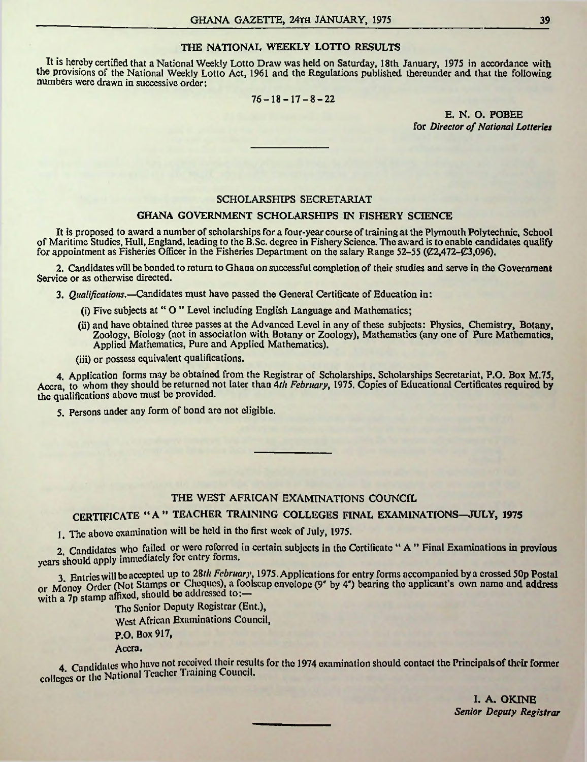## THE NATIONAL WEEKLY LOTTO RESULTS

It is hereby certified that a National Weekly Lotto Draw was held on Saturday, 18th January, 1975 in accordance with the provisions of the National Weekly Lotto Act, 1961 and the Regulations published thereunder and that the following numbers were drawn in successive order:

76 – 18 – 17 – 8 – 22

E. N. O. POBEE
for *Director of National Lotteries*

---

## SCHOLARSHIPS SECRETARIAT

### GHANA GOVERNMENT SCHOLARSHIPS IN FISHERY SCIENCE

It is proposed to award a number of scholarships for a four-year course of training at the Plymouth Polytechnic, School of Maritime Studies, Hull, England, leading to the B.Sc. degree in Fishery Science. The award is to enable candidates qualify for appointment as Fisheries Officer in the Fisheries Department on the salary Range 52–55 (₵2,472–₵3,096).

2. Candidates will be bonded to return to Ghana on successful completion of their studies and serve in the Government Service or as otherwise directed.

3. *Qualifications.*—Candidates must have passed the General Certificate of Education in:

(i) Five subjects at " O " Level including English Language and Mathematics;

(ii) and have obtained three passes at the Advanced Level in any of these subjects: Physics, Chemistry, Botany, Zoology, Biology (not in association with Botany or Zoology), Mathematics (any one of Pure Mathematics, Applied Mathematics, Pure and Applied Mathematics).

(iii) or possess equivalent qualifications.

4. Application forms may be obtained from the Registrar of Scholarships, Scholarships Secretariat, P.O. Box M.75, Accra, to whom they should be returned not later than *4th February*, 1975. Copies of Educational Certificates required by the qualifications above must be provided.

5. Persons under any form of bond are not eligible.

---

## THE WEST AFRICAN EXAMINATIONS COUNCIL

### CERTIFICATE " A " TEACHER TRAINING COLLEGES FINAL EXAMINATIONS—JULY, 1975

1. The above examination will be held in the first week of July, 1975.

2. Candidates who failed or were referred in certain subjects in the Certificate " A " Final Examinations in previous years should apply immediately for entry forms.

3. Entries will be accepted up to *28th February*, 1975. Applications for entry forms accompanied by a crossed 50p Postal or Money Order (Not Stamps or Cheques), a foolscap envelope (9" by 4") bearing the applicant's own name and address with a 7p stamp affixed, should be addressed to:—

The Senior Deputy Registrar (Ent.),
West African Examinations Council,
P.O. Box 917,
Accra.

4. Candidates who have not received their results for the 1974 examination should contact the Principals of their former colleges or the National Teacher Training Council.

I. A. OKINE
*Senior Deputy Registrar*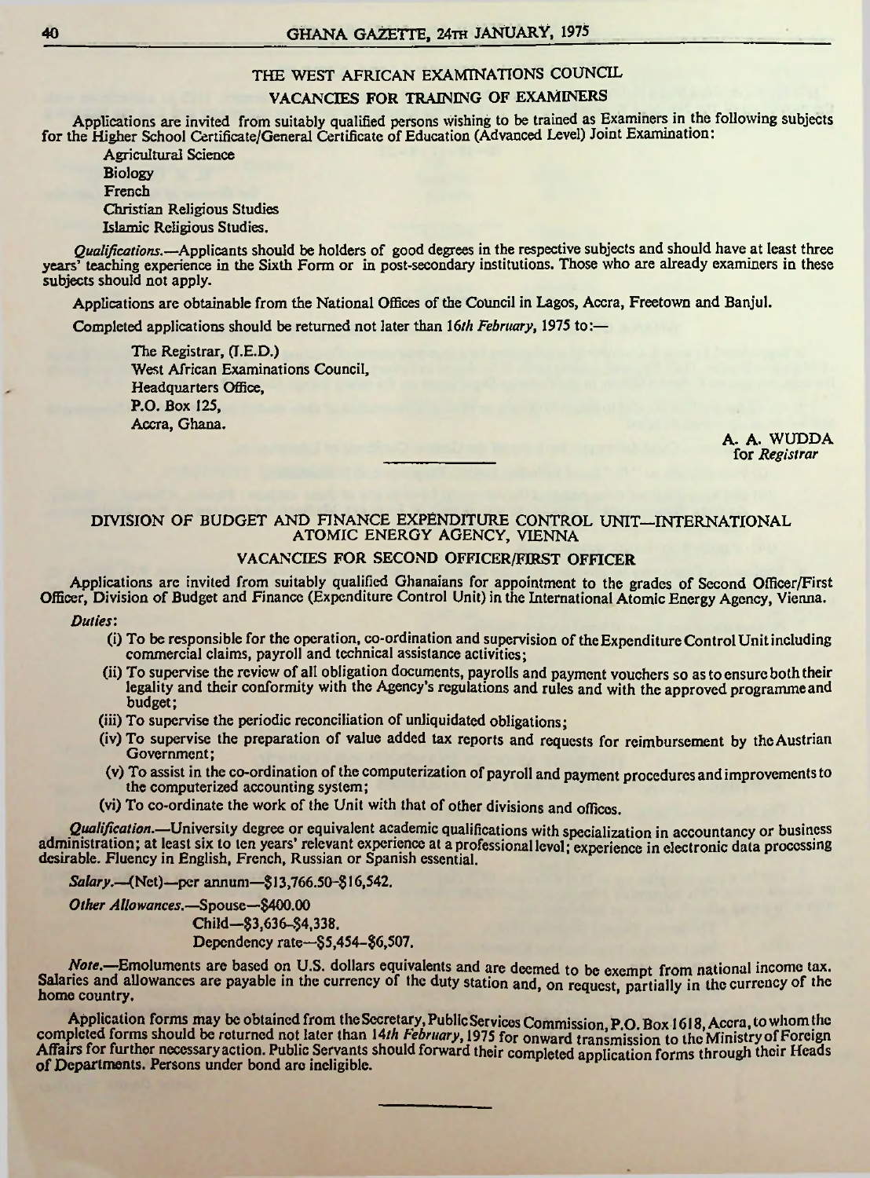## THE WEST AFRICAN EXAMINATIONS COUNCIL

### VACANCIES FOR TRAINING OF EXAMINERS

Applications are invited from suitably qualified persons wishing to be trained as Examiners in the following subjects for the Higher School Certificate/General Certificate of Education (Advanced Level) Joint Examination:

Agricultural Science  
Biology  
French  
Christian Religious Studies  
Islamic Religious Studies.

*Qualifications.*—Applicants should be holders of good degrees in the respective subjects and should have at least three years' teaching experience in the Sixth Form or in post-secondary institutions. Those who are already examiners in these subjects should not apply.

Applications are obtainable from the National Offices of the Council in Lagos, Accra, Freetown and Banjul.

Completed applications should be returned not later than *16th February*, 1975 to:—

The Registrar, (T.E.D.)  
West African Examinations Council,  
Headquarters Office,  
P.O. Box 125,  
Accra, Ghana.

A. A. WUDDA  
for *Registrar*

---

## DIVISION OF BUDGET AND FINANCE EXPENDITURE CONTROL UNIT—INTERNATIONAL ATOMIC ENERGY AGENCY, VIENNA

### VACANCIES FOR SECOND OFFICER/FIRST OFFICER

Applications are invited from suitably qualified Ghanaians for appointment to the grades of Second Officer/First Officer, Division of Budget and Finance (Expenditure Control Unit) in the International Atomic Energy Agency, Vienna.

*Duties*:

(i) To be responsible for the operation, co-ordination and supervision of the Expenditure Control Unit including commercial claims, payroll and technical assistance activities;

(ii) To supervise the review of all obligation documents, payrolls and payment vouchers so as to ensure both their legality and their conformity with the Agency's regulations and rules and with the approved programme and budget;

(iii) To supervise the periodic reconciliation of unliquidated obligations;

(iv) To supervise the preparation of value added tax reports and requests for reimbursement by the Austrian Government;

(v) To assist in the co-ordination of the computerization of payroll and payment procedures and improvements to the computerized accounting system;

(vi) To co-ordinate the work of the Unit with that of other divisions and offices.

*Qualification.*—University degree or equivalent academic qualifications with specialization in accountancy or business administration; at least six to ten years' relevant experience at a professional level; experience in electronic data processing desirable. Fluency in English, French, Russian or Spanish essential.

*Salary.*—(Net)—per annum—$13,766.50-$16,542.

*Other Allowances.*—Spouse—$400.00  
Child—$3,636-$4,338.  
Dependency rate—$5,454-$6,507.

*Note.*—Emoluments are based on U.S. dollars equivalents and are deemed to be exempt from national income tax. Salaries and allowances are payable in the currency of the duty station and, on request, partially in the currency of the home country.

Application forms may be obtained from the Secretary, Public Services Commission, P.O. Box 1618, Accra, to whom the completed forms should be returned not later than *14th February*, 1975 for onward transmission to the Ministry of Foreign Affairs for further necessary action. Public Servants should forward their completed application forms through their Heads of Departments. Persons under bond are ineligible.

---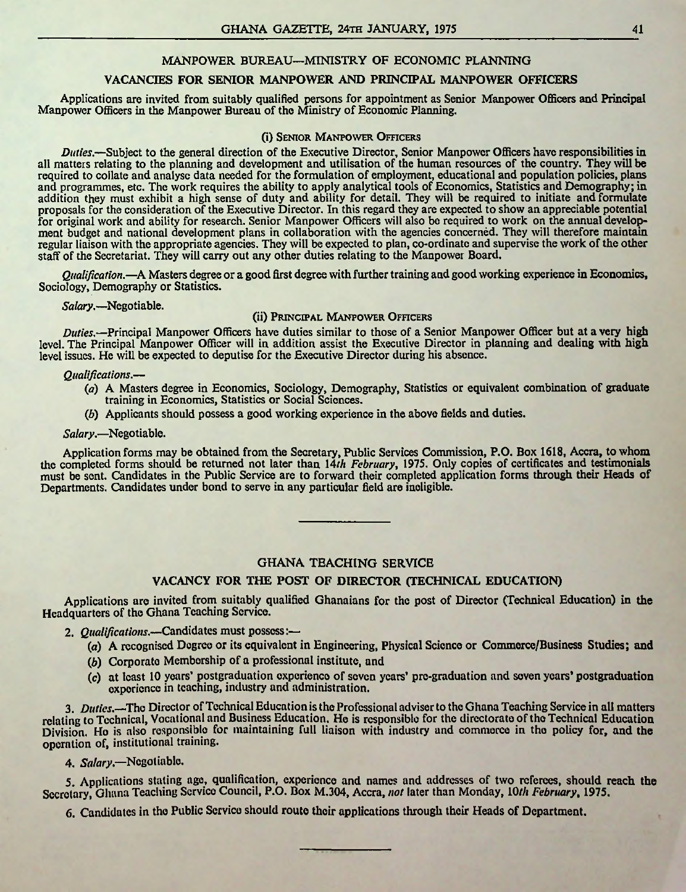## MANPOWER BUREAU—MINISTRY OF ECONOMIC PLANNING

### VACANCIES FOR SENIOR MANPOWER AND PRINCIPAL MANPOWER OFFICERS

Applications are invited from suitably qualified persons for appointment as Senior Manpower Officers and Principal Manpower Officers in the Manpower Bureau of the Ministry of Economic Planning.

#### (i) Senior Manpower Officers

*Duties.*—Subject to the general direction of the Executive Director, Senior Manpower Officers have responsibilities in all matters relating to the planning and development and utilisation of the human resources of the country. They will be required to collate and analyse data needed for the formulation of employment, educational and population policies, plans and programmes, etc. The work requires the ability to apply analytical tools of Economics, Statistics and Demography; in addition they must exhibit a high sense of duty and ability for detail. They will be required to initiate and formulate proposals for the consideration of the Executive Director. In this regard they are expected to show an appreciable potential for original work and ability for research. Senior Manpower Officers will also be required to work on the annual development budget and national development plans in collaboration with the agencies concerned. They will therefore maintain regular liaison with the appropriate agencies. They will be expected to plan, co-ordinate and supervise the work of the other staff of the Secretariat. They will carry out any other duties relating to the Manpower Board.

*Qualification.*—A Masters degree or a good first degree with further training and good working experience in Economics, Sociology, Demography or Statistics.

*Salary.*—Negotiable.

#### (ii) Principal Manpower Officers

*Duties.*—Principal Manpower Officers have duties similar to those of a Senior Manpower Officer but at a very high level. The Principal Manpower Officer will in addition assist the Executive Director in planning and dealing with high level issues. He will be expected to deputise for the Executive Director during his absence.

*Qualifications.*—

(*a*) A Masters degree in Economics, Sociology, Demography, Statistics or equivalent combination of graduate training in Economics, Statistics or Social Sciences.

(*b*) Applicants should possess a good working experience in the above fields and duties.

*Salary.*—Negotiable.

Application forms may be obtained from the Secretary, Public Services Commission, P.O. Box 1618, Accra, to whom the completed forms should be returned not later than *14th February*, 1975. Only copies of certificates and testimonials must be sent. Candidates in the Public Service are to forward their completed application forms through their Heads of Departments. Candidates under bond to serve in any particular field are ineligible.

---

## GHANA TEACHING SERVICE

### VACANCY FOR THE POST OF DIRECTOR (TECHNICAL EDUCATION)

Applications are invited from suitably qualified Ghanaians for the post of Director (Technical Education) in the Headquarters of the Ghana Teaching Service.

2. *Qualifications.*—Candidates must possess:—

(*a*) A recognised Degree or its equivalent in Engineering, Physical Science or Commerce/Business Studies; and

(*b*) Corporate Membership of a professional institute, and

(*c*) at least 10 years' postgraduation experience of seven years' pre-graduation and seven years' postgraduation experience in teaching, industry and administration.

3. *Duties.*—The Director of Technical Education is the Professional adviser to the Ghana Teaching Service in all matters relating to Technical, Vocational and Business Education. He is responsible for the directorate of the Technical Education Division. He is also responsible for maintaining full liaison with industry and commerce in the policy for, and the operation of, institutional training.

4. *Salary.*—Negotiable.

5. Applications stating age, qualification, experience and names and addresses of two referees, should reach the Secretary, Ghana Teaching Service Council, P.O. Box M.304, Accra, *not* later than Monday, *10th February*, 1975.

6. Candidates in the Public Service should route their applications through their Heads of Department.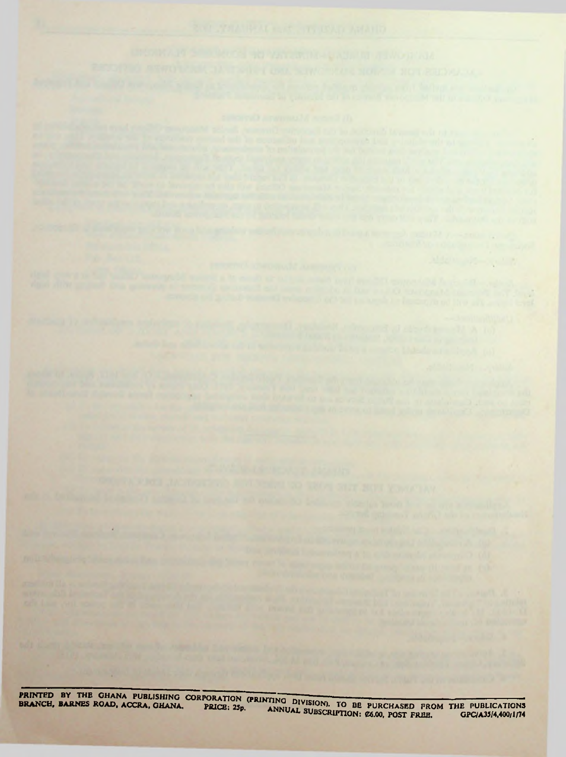PRINTED BY THE GHANA PUBLISHING CORPORATION (PRINTING DIVISION). TO BE PURCHASED FROM THE PUBLICATIONS BRANCH, BARNES ROAD, ACCRA, GHANA. PRICE: 25p. ANNUAL SUBSCRIPTION: ¢6.00, POST FREE. GPC/A35/4,400/1/74